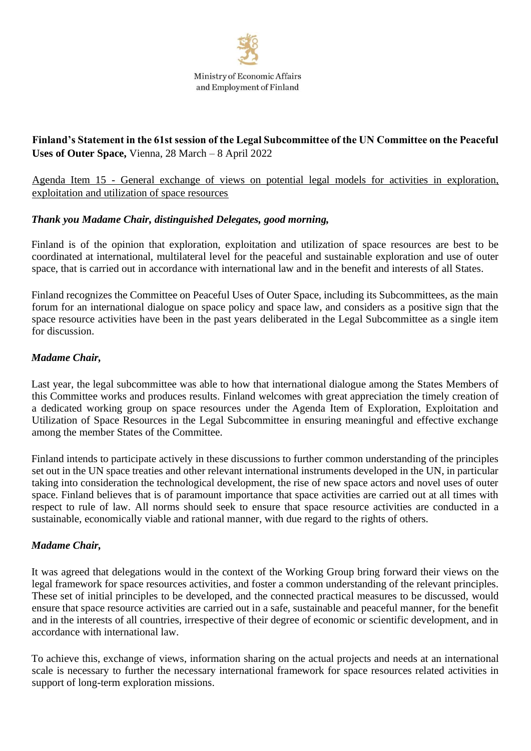Ministry of Economic Affairs
and Employment of Finland

**Finland's Statement in the 61st session of the Legal Subcommittee of the UN Committee on the Peaceful Uses of Outer Space,** Vienna, 28 March – 8 April 2022

Agenda Item 15 - General exchange of views on potential legal models for activities in exploration, exploitation and utilization of space resources

***Thank you Madame Chair, distinguished Delegates, good morning,***

Finland is of the opinion that exploration, exploitation and utilization of space resources are best to be coordinated at international, multilateral level for the peaceful and sustainable exploration and use of outer space, that is carried out in accordance with international law and in the benefit and interests of all States.

Finland recognizes the Committee on Peaceful Uses of Outer Space, including its Subcommittees, as the main forum for an international dialogue on space policy and space law, and considers as a positive sign that the space resource activities have been in the past years deliberated in the Legal Subcommittee as a single item for discussion.

***Madame Chair,***

Last year, the legal subcommittee was able to how that international dialogue among the States Members of this Committee works and produces results. Finland welcomes with great appreciation the timely creation of a dedicated working group on space resources under the Agenda Item of Exploration, Exploitation and Utilization of Space Resources in the Legal Subcommittee in ensuring meaningful and effective exchange among the member States of the Committee.

Finland intends to participate actively in these discussions to further common understanding of the principles set out in the UN space treaties and other relevant international instruments developed in the UN, in particular taking into consideration the technological development, the rise of new space actors and novel uses of outer space. Finland believes that is of paramount importance that space activities are carried out at all times with respect to rule of law. All norms should seek to ensure that space resource activities are conducted in a sustainable, economically viable and rational manner, with due regard to the rights of others.

***Madame Chair,***

It was agreed that delegations would in the context of the Working Group bring forward their views on the legal framework for space resources activities, and foster a common understanding of the relevant principles. These set of initial principles to be developed, and the connected practical measures to be discussed, would ensure that space resource activities are carried out in a safe, sustainable and peaceful manner, for the benefit and in the interests of all countries, irrespective of their degree of economic or scientific development, and in accordance with international law.

To achieve this, exchange of views, information sharing on the actual projects and needs at an international scale is necessary to further the necessary international framework for space resources related activities in support of long-term exploration missions.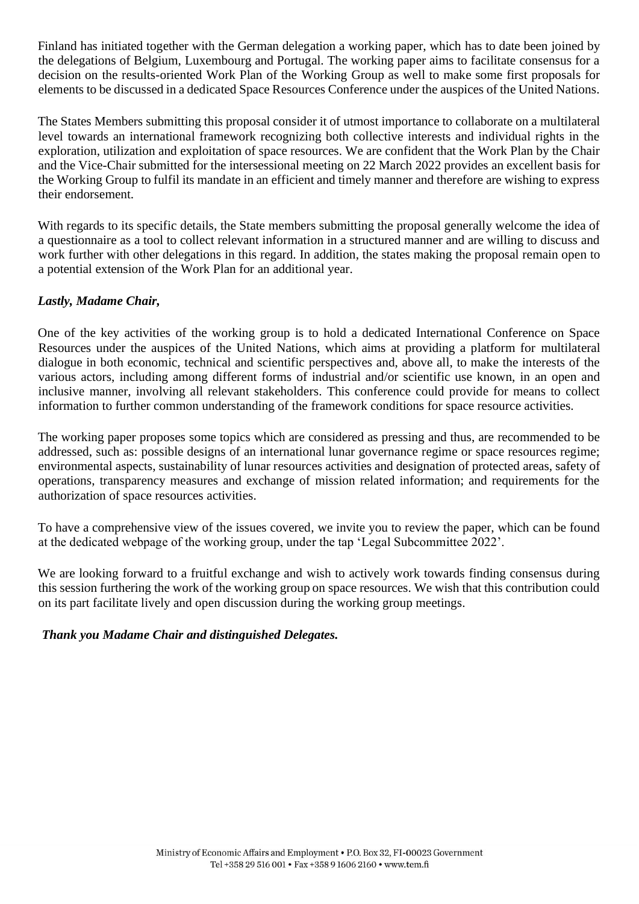Finland has initiated together with the German delegation a working paper, which has to date been joined by the delegations of Belgium, Luxembourg and Portugal. The working paper aims to facilitate consensus for a decision on the results-oriented Work Plan of the Working Group as well to make some first proposals for elements to be discussed in a dedicated Space Resources Conference under the auspices of the United Nations.

The States Members submitting this proposal consider it of utmost importance to collaborate on a multilateral level towards an international framework recognizing both collective interests and individual rights in the exploration, utilization and exploitation of space resources. We are confident that the Work Plan by the Chair and the Vice-Chair submitted for the intersessional meeting on 22 March 2022 provides an excellent basis for the Working Group to fulfil its mandate in an efficient and timely manner and therefore are wishing to express their endorsement.

With regards to its specific details, the State members submitting the proposal generally welcome the idea of a questionnaire as a tool to collect relevant information in a structured manner and are willing to discuss and work further with other delegations in this regard. In addition, the states making the proposal remain open to a potential extension of the Work Plan for an additional year.

***Lastly, Madame Chair,***

One of the key activities of the working group is to hold a dedicated International Conference on Space Resources under the auspices of the United Nations, which aims at providing a platform for multilateral dialogue in both economic, technical and scientific perspectives and, above all, to make the interests of the various actors, including among different forms of industrial and/or scientific use known, in an open and inclusive manner, involving all relevant stakeholders. This conference could provide for means to collect information to further common understanding of the framework conditions for space resource activities.

The working paper proposes some topics which are considered as pressing and thus, are recommended to be addressed, such as: possible designs of an international lunar governance regime or space resources regime; environmental aspects, sustainability of lunar resources activities and designation of protected areas, safety of operations, transparency measures and exchange of mission related information; and requirements for the authorization of space resources activities.

To have a comprehensive view of the issues covered, we invite you to review the paper, which can be found at the dedicated webpage of the working group, under the tap 'Legal Subcommittee 2022'.

We are looking forward to a fruitful exchange and wish to actively work towards finding consensus during this session furthering the work of the working group on space resources. We wish that this contribution could on its part facilitate lively and open discussion during the working group meetings.

***Thank you Madame Chair and distinguished Delegates.***